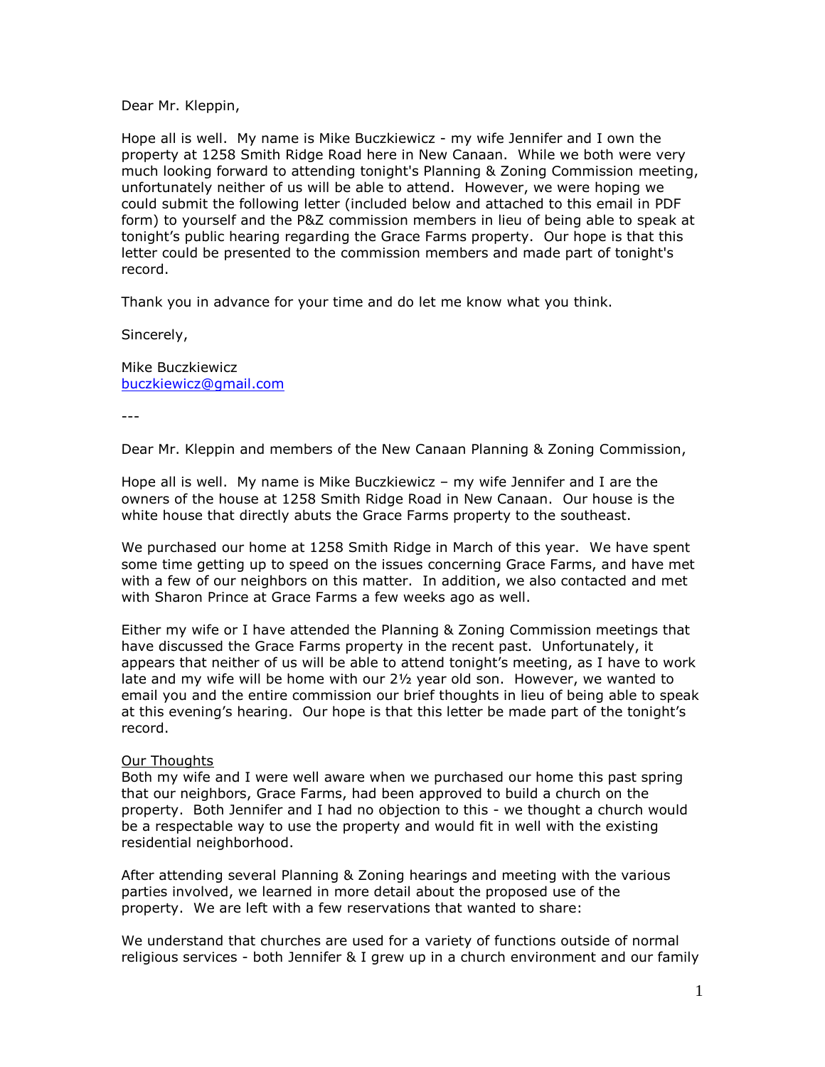Dear Mr. Kleppin,

Hope all is well. My name is Mike Buczkiewicz - my wife Jennifer and I own the property at 1258 Smith Ridge Road here in New Canaan. While we both were very much looking forward to attending tonight's Planning & Zoning Commission meeting, unfortunately neither of us will be able to attend. However, we were hoping we could submit the following letter (included below and attached to this email in PDF form) to yourself and the P&Z commission members in lieu of being able to speak at tonight's public hearing regarding the Grace Farms property. Our hope is that this letter could be presented to the commission members and made part of tonight's record.

Thank you in advance for your time and do let me know what you think.

Sincerely,

Mike Buczkiewicz
buczkiewicz@gmail.com

---

Dear Mr. Kleppin and members of the New Canaan Planning & Zoning Commission,

Hope all is well. My name is Mike Buczkiewicz – my wife Jennifer and I are the owners of the house at 1258 Smith Ridge Road in New Canaan. Our house is the white house that directly abuts the Grace Farms property to the southeast.

We purchased our home at 1258 Smith Ridge in March of this year. We have spent some time getting up to speed on the issues concerning Grace Farms, and have met with a few of our neighbors on this matter. In addition, we also contacted and met with Sharon Prince at Grace Farms a few weeks ago as well.

Either my wife or I have attended the Planning & Zoning Commission meetings that have discussed the Grace Farms property in the recent past. Unfortunately, it appears that neither of us will be able to attend tonight's meeting, as I have to work late and my wife will be home with our 2½ year old son. However, we wanted to email you and the entire commission our brief thoughts in lieu of being able to speak at this evening's hearing. Our hope is that this letter be made part of the tonight's record.

<u>Our Thoughts</u>
Both my wife and I were well aware when we purchased our home this past spring that our neighbors, Grace Farms, had been approved to build a church on the property. Both Jennifer and I had no objection to this - we thought a church would be a respectable way to use the property and would fit in well with the existing residential neighborhood.

After attending several Planning & Zoning hearings and meeting with the various parties involved, we learned in more detail about the proposed use of the property. We are left with a few reservations that wanted to share:

We understand that churches are used for a variety of functions outside of normal religious services - both Jennifer & I grew up in a church environment and our family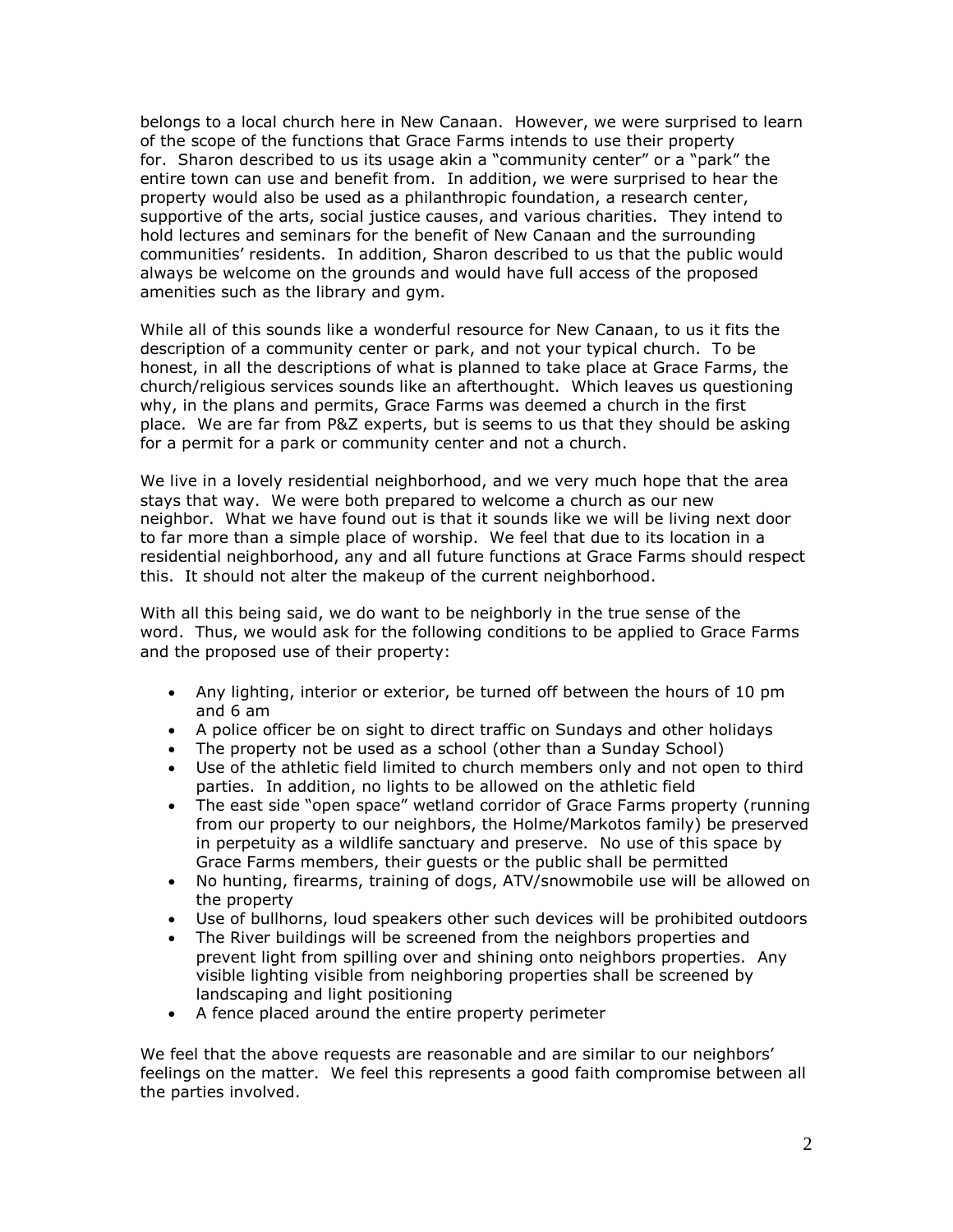belongs to a local church here in New Canaan. However, we were surprised to learn of the scope of the functions that Grace Farms intends to use their property for. Sharon described to us its usage akin a "community center" or a "park" the entire town can use and benefit from. In addition, we were surprised to hear the property would also be used as a philanthropic foundation, a research center, supportive of the arts, social justice causes, and various charities. They intend to hold lectures and seminars for the benefit of New Canaan and the surrounding communities' residents. In addition, Sharon described to us that the public would always be welcome on the grounds and would have full access of the proposed amenities such as the library and gym.

While all of this sounds like a wonderful resource for New Canaan, to us it fits the description of a community center or park, and not your typical church. To be honest, in all the descriptions of what is planned to take place at Grace Farms, the church/religious services sounds like an afterthought. Which leaves us questioning why, in the plans and permits, Grace Farms was deemed a church in the first place. We are far from P&Z experts, but is seems to us that they should be asking for a permit for a park or community center and not a church.

We live in a lovely residential neighborhood, and we very much hope that the area stays that way. We were both prepared to welcome a church as our new neighbor. What we have found out is that it sounds like we will be living next door to far more than a simple place of worship. We feel that due to its location in a residential neighborhood, any and all future functions at Grace Farms should respect this. It should not alter the makeup of the current neighborhood.

With all this being said, we do want to be neighborly in the true sense of the word. Thus, we would ask for the following conditions to be applied to Grace Farms and the proposed use of their property:

- Any lighting, interior or exterior, be turned off between the hours of 10 pm and 6 am
- A police officer be on sight to direct traffic on Sundays and other holidays
- The property not be used as a school (other than a Sunday School)
- Use of the athletic field limited to church members only and not open to third parties. In addition, no lights to be allowed on the athletic field
- The east side "open space" wetland corridor of Grace Farms property (running from our property to our neighbors, the Holme/Markotos family) be preserved in perpetuity as a wildlife sanctuary and preserve. No use of this space by Grace Farms members, their guests or the public shall be permitted
- No hunting, firearms, training of dogs, ATV/snowmobile use will be allowed on the property
- Use of bullhorns, loud speakers other such devices will be prohibited outdoors
- The River buildings will be screened from the neighbors properties and prevent light from spilling over and shining onto neighbors properties. Any visible lighting visible from neighboring properties shall be screened by landscaping and light positioning
- A fence placed around the entire property perimeter

We feel that the above requests are reasonable and are similar to our neighbors' feelings on the matter. We feel this represents a good faith compromise between all the parties involved.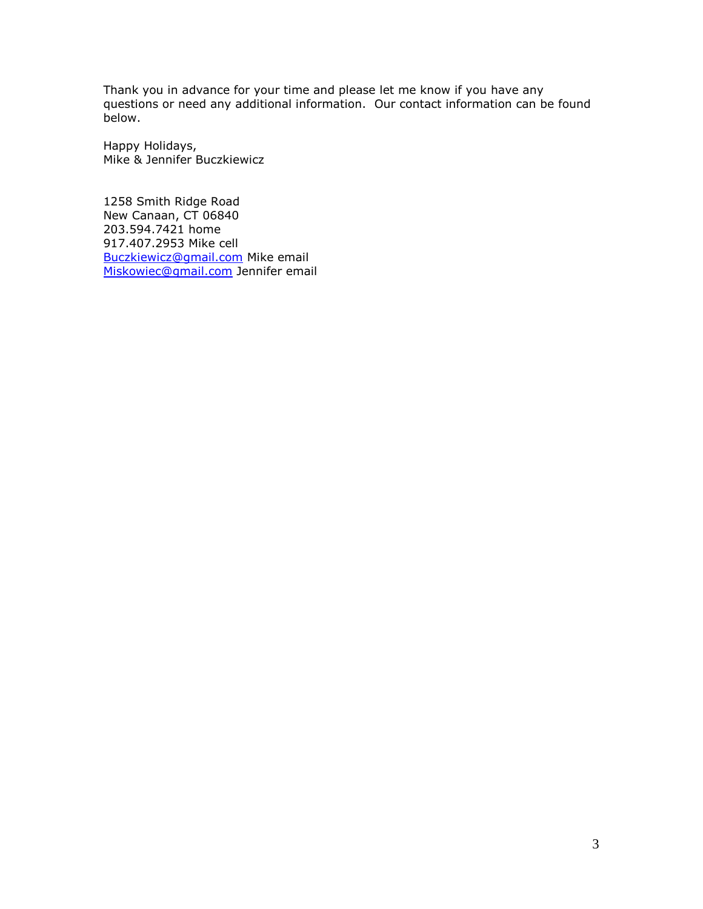Thank you in advance for your time and please let me know if you have any questions or need any additional information. Our contact information can be found below.

Happy Holidays,
Mike & Jennifer Buczkiewicz

1258 Smith Ridge Road
New Canaan, CT 06840
203.594.7421 home
917.407.2953 Mike cell
Buczkiewicz@gmail.com Mike email
Miskowiec@gmail.com Jennifer email